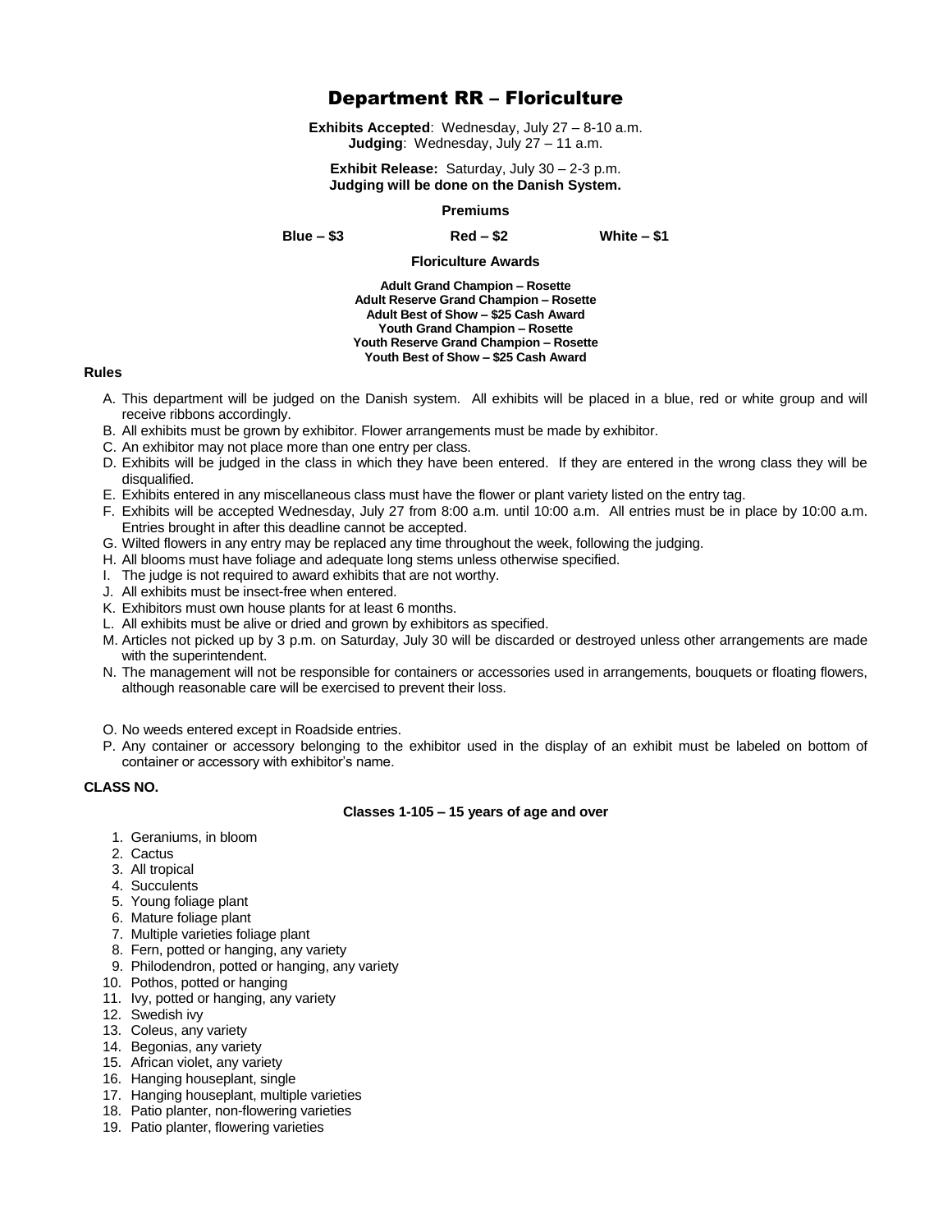# Department RR – Floriculture

**Exhibits Accepted**: Wednesday, July 27 – 8-10 a.m.
**Judging**: Wednesday, July 27 – 11 a.m.

**Exhibit Release:** Saturday, July 30 – 2-3 p.m.
**Judging will be done on the Danish System.**

**Premiums**

**Blue – $3** **Red – $2** **White – $1**

**Floriculture Awards**

**Adult Grand Champion – Rosette**
**Adult Reserve Grand Champion – Rosette**
**Adult Best of Show – $25 Cash Award**
**Youth Grand Champion – Rosette**
**Youth Reserve Grand Champion – Rosette**
**Youth Best of Show – $25 Cash Award**

**Rules**

A. This department will be judged on the Danish system. All exhibits will be placed in a blue, red or white group and will receive ribbons accordingly.
B. All exhibits must be grown by exhibitor. Flower arrangements must be made by exhibitor.
C. An exhibitor may not place more than one entry per class.
D. Exhibits will be judged in the class in which they have been entered. If they are entered in the wrong class they will be disqualified.
E. Exhibits entered in any miscellaneous class must have the flower or plant variety listed on the entry tag.
F. Exhibits will be accepted Wednesday, July 27 from 8:00 a.m. until 10:00 a.m. All entries must be in place by 10:00 a.m. Entries brought in after this deadline cannot be accepted.
G. Wilted flowers in any entry may be replaced any time throughout the week, following the judging.
H. All blooms must have foliage and adequate long stems unless otherwise specified.
I. The judge is not required to award exhibits that are not worthy.
J. All exhibits must be insect-free when entered.
K. Exhibitors must own house plants for at least 6 months.
L. All exhibits must be alive or dried and grown by exhibitors as specified.
M. Articles not picked up by 3 p.m. on Saturday, July 30 will be discarded or destroyed unless other arrangements are made with the superintendent.
N. The management will not be responsible for containers or accessories used in arrangements, bouquets or floating flowers, although reasonable care will be exercised to prevent their loss.
O. No weeds entered except in Roadside entries.
P. Any container or accessory belonging to the exhibitor used in the display of an exhibit must be labeled on bottom of container or accessory with exhibitor's name.

**CLASS NO.**

**Classes 1-105 – 15 years of age and over**

1. Geraniums, in bloom
2. Cactus
3. All tropical
4. Succulents
5. Young foliage plant
6. Mature foliage plant
7. Multiple varieties foliage plant
8. Fern, potted or hanging, any variety
9. Philodendron, potted or hanging, any variety
10. Pothos, potted or hanging
11. Ivy, potted or hanging, any variety
12. Swedish ivy
13. Coleus, any variety
14. Begonias, any variety
15. African violet, any variety
16. Hanging houseplant, single
17. Hanging houseplant, multiple varieties
18. Patio planter, non-flowering varieties
19. Patio planter, flowering varieties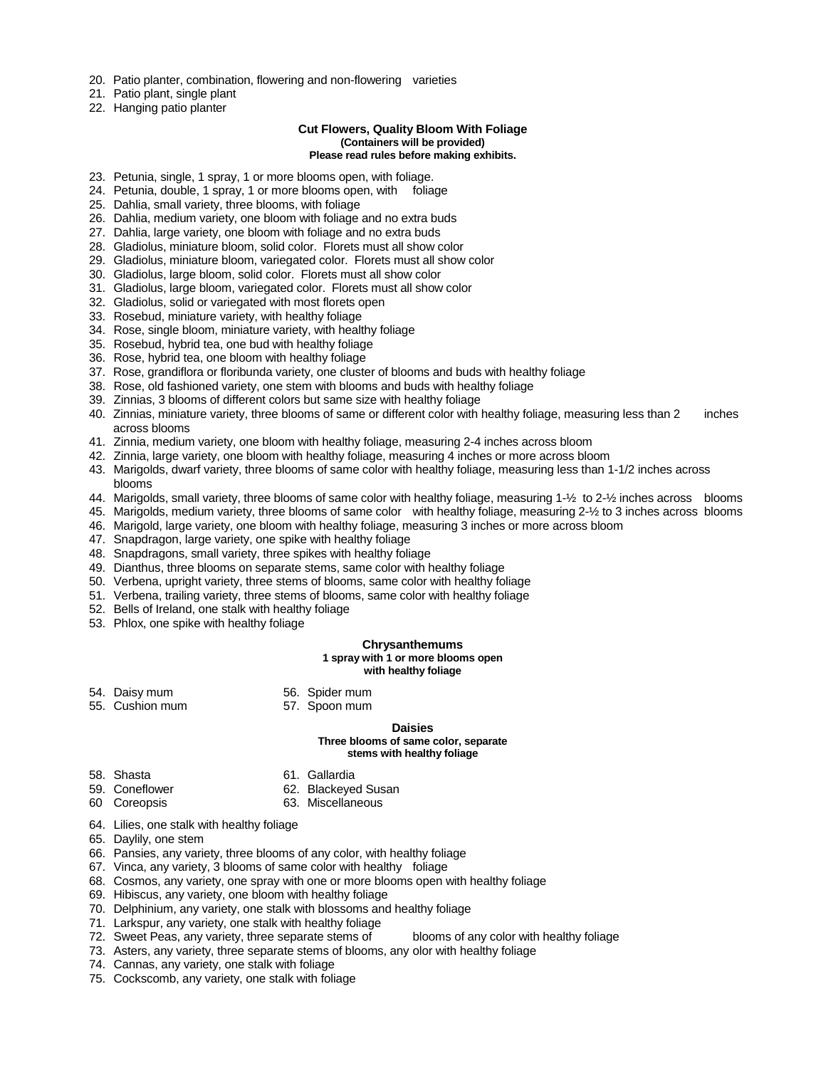20. Patio planter, combination, flowering and non-flowering varieties
21. Patio plant, single plant
22. Hanging patio planter

### Cut Flowers, Quality Bloom With Foliage

**(Containers will be provided)**
**Please read rules before making exhibits.**

23. Petunia, single, 1 spray, 1 or more blooms open, with foliage.
24. Petunia, double, 1 spray, 1 or more blooms open, with foliage
25. Dahlia, small variety, three blooms, with foliage
26. Dahlia, medium variety, one bloom with foliage and no extra buds
27. Dahlia, large variety, one bloom with foliage and no extra buds
28. Gladiolus, miniature bloom, solid color. Florets must all show color
29. Gladiolus, miniature bloom, variegated color. Florets must all show color
30. Gladiolus, large bloom, solid color. Florets must all show color
31. Gladiolus, large bloom, variegated color. Florets must all show color
32. Gladiolus, solid or variegated with most florets open
33. Rosebud, miniature variety, with healthy foliage
34. Rose, single bloom, miniature variety, with healthy foliage
35. Rosebud, hybrid tea, one bud with healthy foliage
36. Rose, hybrid tea, one bloom with healthy foliage
37. Rose, grandiflora or floribunda variety, one cluster of blooms and buds with healthy foliage
38. Rose, old fashioned variety, one stem with blooms and buds with healthy foliage
39. Zinnias, 3 blooms of different colors but same size with healthy foliage
40. Zinnias, miniature variety, three blooms of same or different color with healthy foliage, measuring less than 2 inches across blooms
41. Zinnia, medium variety, one bloom with healthy foliage, measuring 2-4 inches across bloom
42. Zinnia, large variety, one bloom with healthy foliage, measuring 4 inches or more across bloom
43. Marigolds, dwarf variety, three blooms of same color with healthy foliage, measuring less than 1-1/2 inches across blooms
44. Marigolds, small variety, three blooms of same color with healthy foliage, measuring 1-½ to 2-½ inches across blooms
45. Marigolds, medium variety, three blooms of same color with healthy foliage, measuring 2-½ to 3 inches across blooms
46. Marigold, large variety, one bloom with healthy foliage, measuring 3 inches or more across bloom
47. Snapdragon, large variety, one spike with healthy foliage
48. Snapdragons, small variety, three spikes with healthy foliage
49. Dianthus, three blooms on separate stems, same color with healthy foliage
50. Verbena, upright variety, three stems of blooms, same color with healthy foliage
51. Verbena, trailing variety, three stems of blooms, same color with healthy foliage
52. Bells of Ireland, one stalk with healthy foliage
53. Phlox, one spike with healthy foliage

### Chrysanthemums

**1 spray with 1 or more blooms open with healthy foliage**

54. Daisy mum
55. Cushion mum
56. Spider mum
57. Spoon mum

### Daisies

**Three blooms of same color, separate stems with healthy foliage**

58. Shasta
59. Coneflower
60 Coreopsis
61. Gallardia
62. Blackeyed Susan
63. Miscellaneous

64. Lilies, one stalk with healthy foliage
65. Daylily, one stem
66. Pansies, any variety, three blooms of any color, with healthy foliage
67. Vinca, any variety, 3 blooms of same color with healthy foliage
68. Cosmos, any variety, one spray with one or more blooms open with healthy foliage
69. Hibiscus, any variety, one bloom with healthy foliage
70. Delphinium, any variety, one stalk with blossoms and healthy foliage
71. Larkspur, any variety, one stalk with healthy foliage
72. Sweet Peas, any variety, three separate stems of blooms of any color with healthy foliage
73. Asters, any variety, three separate stems of blooms, any olor with healthy foliage
74. Cannas, any variety, one stalk with foliage
75. Cockscomb, any variety, one stalk with foliage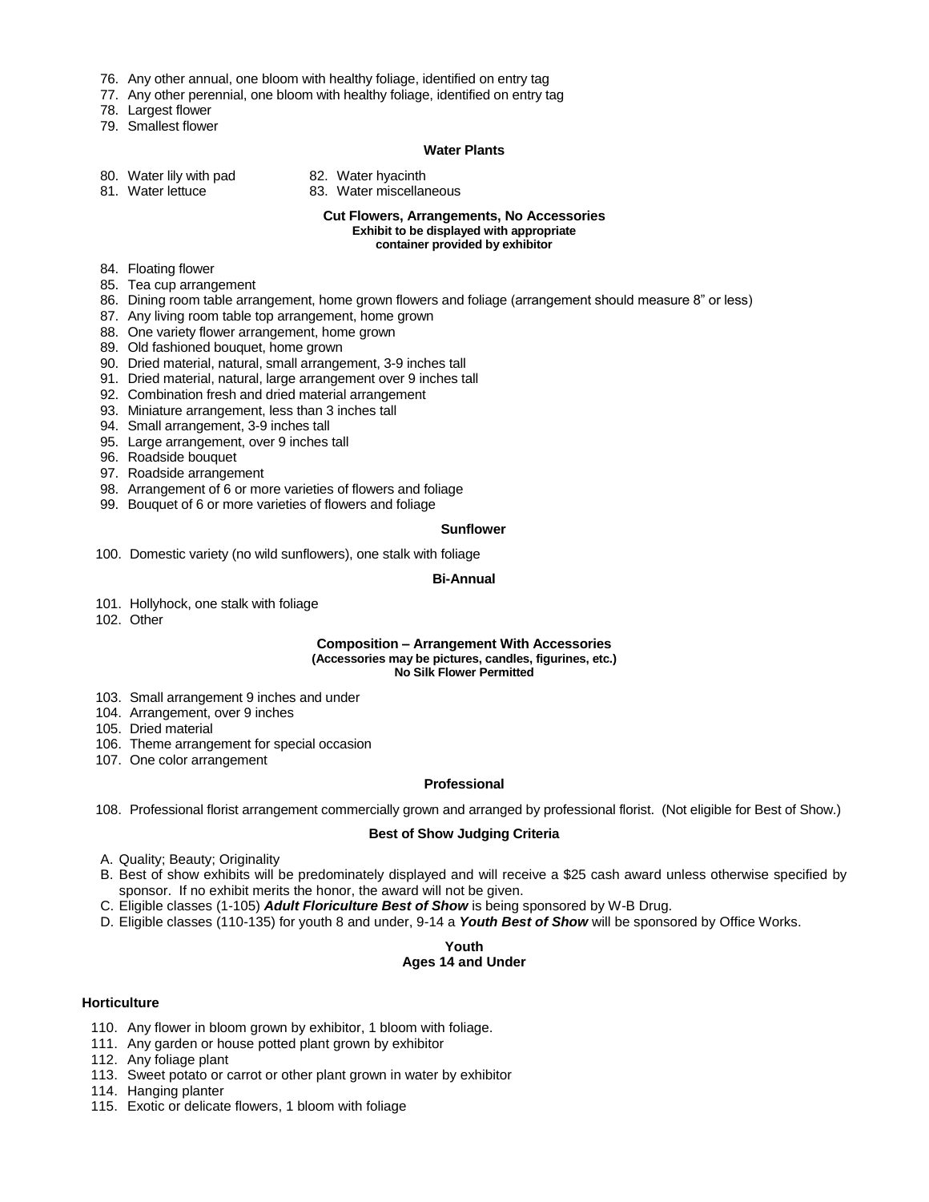76. Any other annual, one bloom with healthy foliage, identified on entry tag
77. Any other perennial, one bloom with healthy foliage, identified on entry tag
78. Largest flower
79. Smallest flower

### Water Plants

80. Water lily with pad
81. Water lettuce
82. Water hyacinth
83. Water miscellaneous

### Cut Flowers, Arrangements, No Accessories

**Exhibit to be displayed with appropriate container provided by exhibitor**

84. Floating flower
85. Tea cup arrangement
86. Dining room table arrangement, home grown flowers and foliage (arrangement should measure 8" or less)
87. Any living room table top arrangement, home grown
88. One variety flower arrangement, home grown
89. Old fashioned bouquet, home grown
90. Dried material, natural, small arrangement, 3-9 inches tall
91. Dried material, natural, large arrangement over 9 inches tall
92. Combination fresh and dried material arrangement
93. Miniature arrangement, less than 3 inches tall
94. Small arrangement, 3-9 inches tall
95. Large arrangement, over 9 inches tall
96. Roadside bouquet
97. Roadside arrangement
98. Arrangement of 6 or more varieties of flowers and foliage
99. Bouquet of 6 or more varieties of flowers and foliage

### Sunflower

100. Domestic variety (no wild sunflowers), one stalk with foliage

### Bi-Annual

101. Hollyhock, one stalk with foliage
102. Other

### Composition – Arrangement With Accessories

**(Accessories may be pictures, candles, figurines, etc.)**
**No Silk Flower Permitted**

103. Small arrangement 9 inches and under
104. Arrangement, over 9 inches
105. Dried material
106. Theme arrangement for special occasion
107. One color arrangement

### Professional

108. Professional florist arrangement commercially grown and arranged by professional florist. (Not eligible for Best of Show.)

### Best of Show Judging Criteria

A. Quality; Beauty; Originality
B. Best of show exhibits will be predominately displayed and will receive a $25 cash award unless otherwise specified by sponsor. If no exhibit merits the honor, the award will not be given.
C. Eligible classes (1-105) ***Adult Floriculture Best of Show*** is being sponsored by W-B Drug.
D. Eligible classes (110-135) for youth 8 and under, 9-14 a ***Youth Best of Show*** will be sponsored by Office Works.

## Youth
## Ages 14 and Under

### Horticulture

110. Any flower in bloom grown by exhibitor, 1 bloom with foliage.
111. Any garden or house potted plant grown by exhibitor
112. Any foliage plant
113. Sweet potato or carrot or other plant grown in water by exhibitor
114. Hanging planter
115. Exotic or delicate flowers, 1 bloom with foliage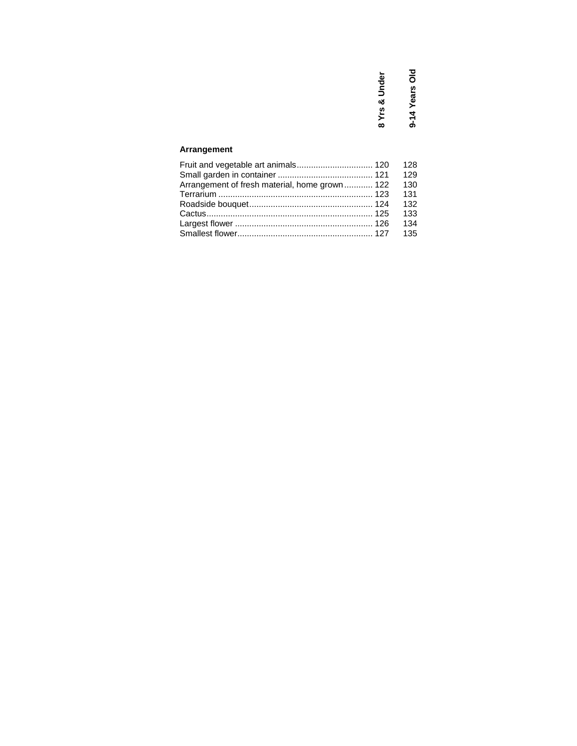## Arrangement

| | 8 Yrs & Under | 9-14 Years Old |
|---|---|---|
| Fruit and vegetable art animals | 120 | 128 |
| Small garden in container | 121 | 129 |
| Arrangement of fresh material, home grown | 122 | 130 |
| Terrarium | 123 | 131 |
| Roadside bouquet | 124 | 132 |
| Cactus | 125 | 133 |
| Largest flower | 126 | 134 |
| Smallest flower | 127 | 135 |